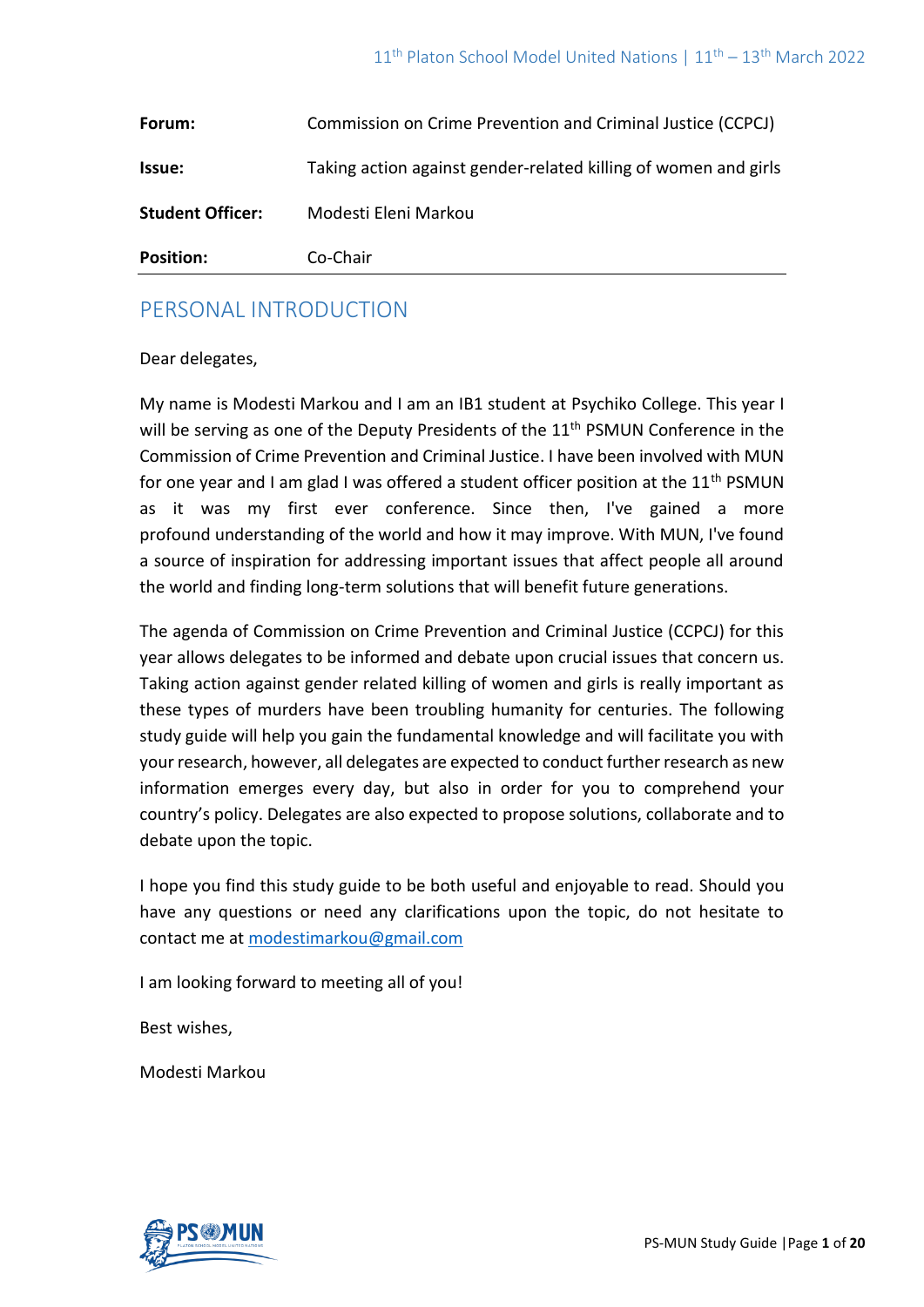| | |
|---|---|
| **Forum:** | Commission on Crime Prevention and Criminal Justice (CCPCJ) |
| **Issue:** | Taking action against gender-related killing of women and girls |
| **Student Officer:** | Modesti Eleni Markou |
| **Position:** | Co-Chair |

## PERSONAL INTRODUCTION

Dear delegates,

My name is Modesti Markou and I am an IB1 student at Psychiko College. This year I will be serving as one of the Deputy Presidents of the 11th PSMUN Conference in the Commission of Crime Prevention and Criminal Justice. I have been involved with MUN for one year and I am glad I was offered a student officer position at the 11th PSMUN as it was my first ever conference. Since then, I've gained a more profound understanding of the world and how it may improve. With MUN, I've found a source of inspiration for addressing important issues that affect people all around the world and finding long-term solutions that will benefit future generations.

The agenda of Commission on Crime Prevention and Criminal Justice (CCPCJ) for this year allows delegates to be informed and debate upon crucial issues that concern us. Taking action against gender related killing of women and girls is really important as these types of murders have been troubling humanity for centuries. The following study guide will help you gain the fundamental knowledge and will facilitate you with your research, however, all delegates are expected to conduct further research as new information emerges every day, but also in order for you to comprehend your country's policy. Delegates are also expected to propose solutions, collaborate and to debate upon the topic.

I hope you find this study guide to be both useful and enjoyable to read. Should you have any questions or need any clarifications upon the topic, do not hesitate to contact me at modestimarkou@gmail.com

I am looking forward to meeting all of you!

Best wishes,

Modesti Markou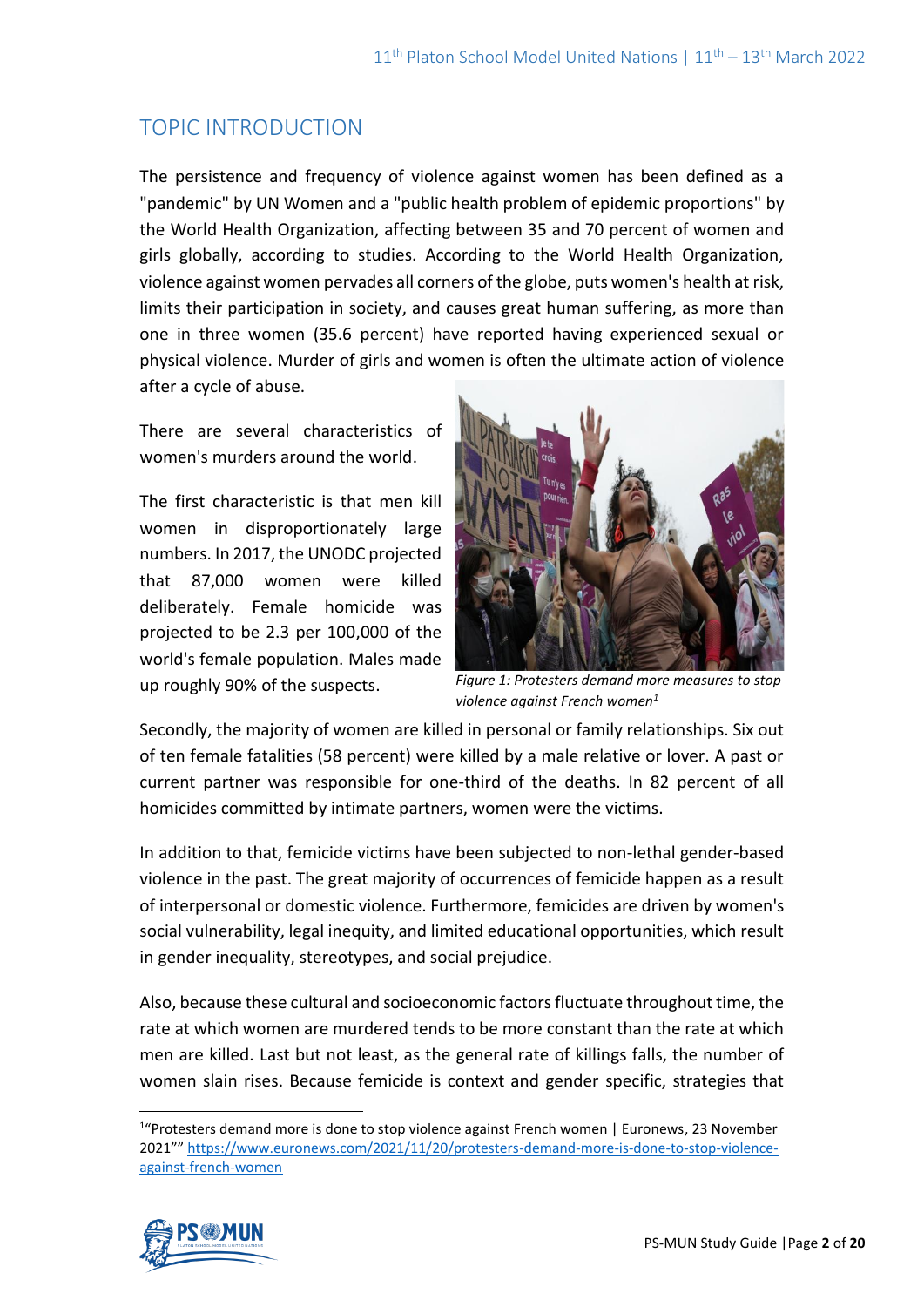## TOPIC INTRODUCTION

The persistence and frequency of violence against women has been defined as a "pandemic" by UN Women and a "public health problem of epidemic proportions" by the World Health Organization, affecting between 35 and 70 percent of women and girls globally, according to studies. According to the World Health Organization, violence against women pervades all corners of the globe, puts women's health at risk, limits their participation in society, and causes great human suffering, as more than one in three women (35.6 percent) have reported having experienced sexual or physical violence. Murder of girls and women is often the ultimate action of violence after a cycle of abuse.

There are several characteristics of women's murders around the world.

The first characteristic is that men kill women in disproportionately large numbers. In 2017, the UNODC projected that 87,000 women were killed deliberately. Female homicide was projected to be 2.3 per 100,000 of the world's female population. Males made up roughly 90% of the suspects.

*Figure 1: Protesters demand more measures to stop violence against French women*[1]

Secondly, the majority of women are killed in personal or family relationships. Six out of ten female fatalities (58 percent) were killed by a male relative or lover. A past or current partner was responsible for one-third of the deaths. In 82 percent of all homicides committed by intimate partners, women were the victims.

In addition to that, femicide victims have been subjected to non-lethal gender-based violence in the past. The great majority of occurrences of femicide happen as a result of interpersonal or domestic violence. Furthermore, femicides are driven by women's social vulnerability, legal inequity, and limited educational opportunities, which result in gender inequality, stereotypes, and social prejudice.

Also, because these cultural and socioeconomic factors fluctuate throughout time, the rate at which women are murdered tends to be more constant than the rate at which men are killed. Last but not least, as the general rate of killings falls, the number of women slain rises. Because femicide is context and gender specific, strategies that

---

[1] "Protesters demand more is done to stop violence against French women | Euronews, 23 November 2021"" https://www.euronews.com/2021/11/20/protesters-demand-more-is-done-to-stop-violence-against-french-women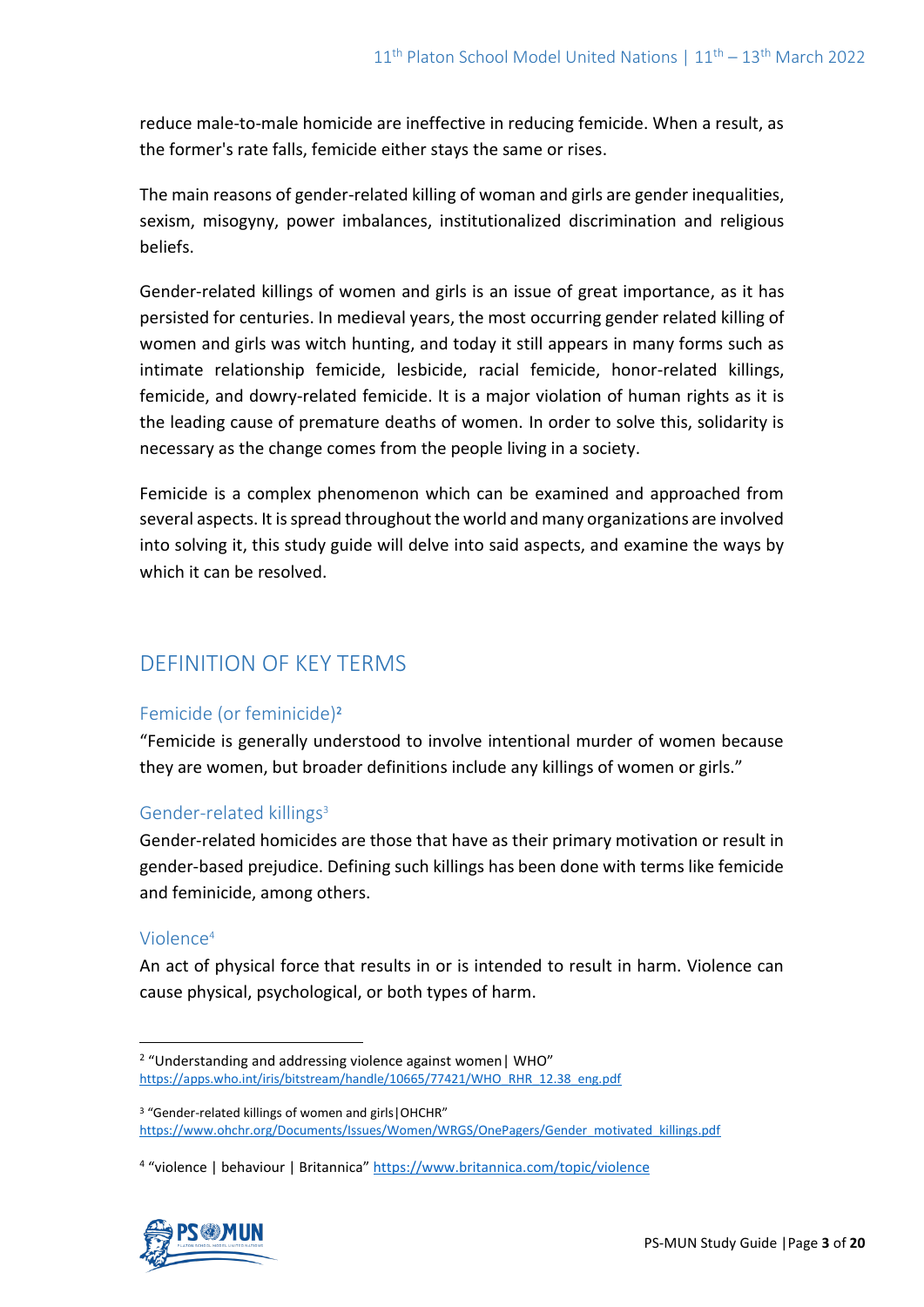reduce male-to-male homicide are ineffective in reducing femicide. When a result, as the former's rate falls, femicide either stays the same or rises.

The main reasons of gender-related killing of woman and girls are gender inequalities, sexism, misogyny, power imbalances, institutionalized discrimination and religious beliefs.

Gender-related killings of women and girls is an issue of great importance, as it has persisted for centuries. In medieval years, the most occurring gender related killing of women and girls was witch hunting, and today it still appears in many forms such as intimate relationship femicide, lesbicide, racial femicide, honor-related killings, femicide, and dowry-related femicide. It is a major violation of human rights as it is the leading cause of premature deaths of women. In order to solve this, solidarity is necessary as the change comes from the people living in a society.

Femicide is a complex phenomenon which can be examined and approached from several aspects. It is spread throughout the world and many organizations are involved into solving it, this study guide will delve into said aspects, and examine the ways by which it can be resolved.

## DEFINITION OF KEY TERMS

### Femicide (or feminicide)[2]

"Femicide is generally understood to involve intentional murder of women because they are women, but broader definitions include any killings of women or girls."

### Gender-related killings[3]

Gender-related homicides are those that have as their primary motivation or result in gender-based prejudice. Defining such killings has been done with terms like femicide and feminicide, among others.

### Violence[4]

An act of physical force that results in or is intended to result in harm. Violence can cause physical, psychological, or both types of harm.

---

[2] "Understanding and addressing violence against women| WHO" https://apps.who.int/iris/bitstream/handle/10665/77421/WHO_RHR_12.38_eng.pdf

[3] "Gender-related killings of women and girls|OHCHR" https://www.ohchr.org/Documents/Issues/Women/WRGS/OnePagers/Gender_motivated_killings.pdf

[4] "violence | behaviour | Britannica" https://www.britannica.com/topic/violence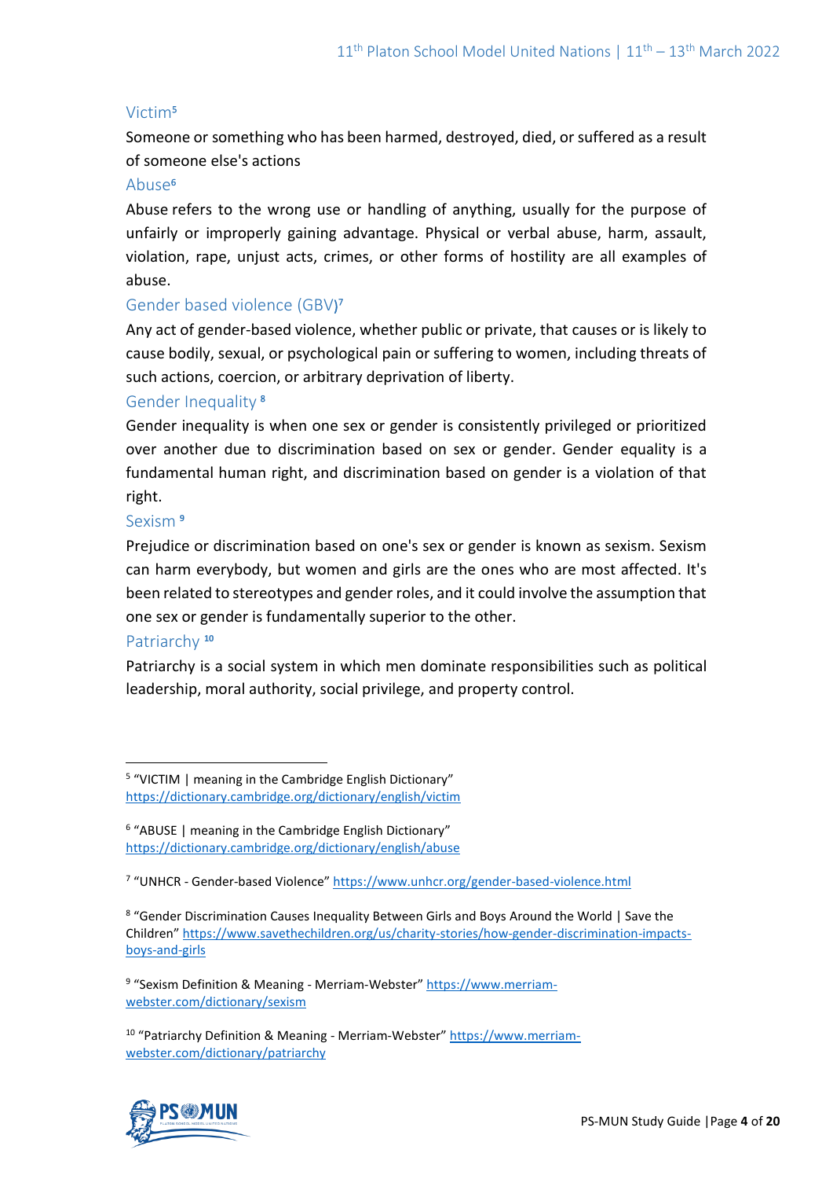### Victim[5]

Someone or something who has been harmed, destroyed, died, or suffered as a result of someone else's actions

### Abuse[6]

Abuse refers to the wrong use or handling of anything, usually for the purpose of unfairly or improperly gaining advantage. Physical or verbal abuse, harm, assault, violation, rape, unjust acts, crimes, or other forms of hostility are all examples of abuse.

### Gender based violence (GBV)[7]

Any act of gender-based violence, whether public or private, that causes or is likely to cause bodily, sexual, or psychological pain or suffering to women, including threats of such actions, coercion, or arbitrary deprivation of liberty.

### Gender Inequality [8]

Gender inequality is when one sex or gender is consistently privileged or prioritized over another due to discrimination based on sex or gender. Gender equality is a fundamental human right, and discrimination based on gender is a violation of that right.

### Sexism [9]

Prejudice or discrimination based on one's sex or gender is known as sexism. Sexism can harm everybody, but women and girls are the ones who are most affected. It's been related to stereotypes and gender roles, and it could involve the assumption that one sex or gender is fundamentally superior to the other.

### Patriarchy [10]

Patriarchy is a social system in which men dominate responsibilities such as political leadership, moral authority, social privilege, and property control.

---

[5] "VICTIM | meaning in the Cambridge English Dictionary" https://dictionary.cambridge.org/dictionary/english/victim

[6] "ABUSE | meaning in the Cambridge English Dictionary" https://dictionary.cambridge.org/dictionary/english/abuse

[7] "UNHCR - Gender-based Violence" https://www.unhcr.org/gender-based-violence.html

[8] "Gender Discrimination Causes Inequality Between Girls and Boys Around the World | Save the Children" https://www.savethechildren.org/us/charity-stories/how-gender-discrimination-impacts-boys-and-girls

[9] "Sexism Definition & Meaning - Merriam-Webster" https://www.merriam-webster.com/dictionary/sexism

[10] "Patriarchy Definition & Meaning - Merriam-Webster" https://www.merriam-webster.com/dictionary/patriarchy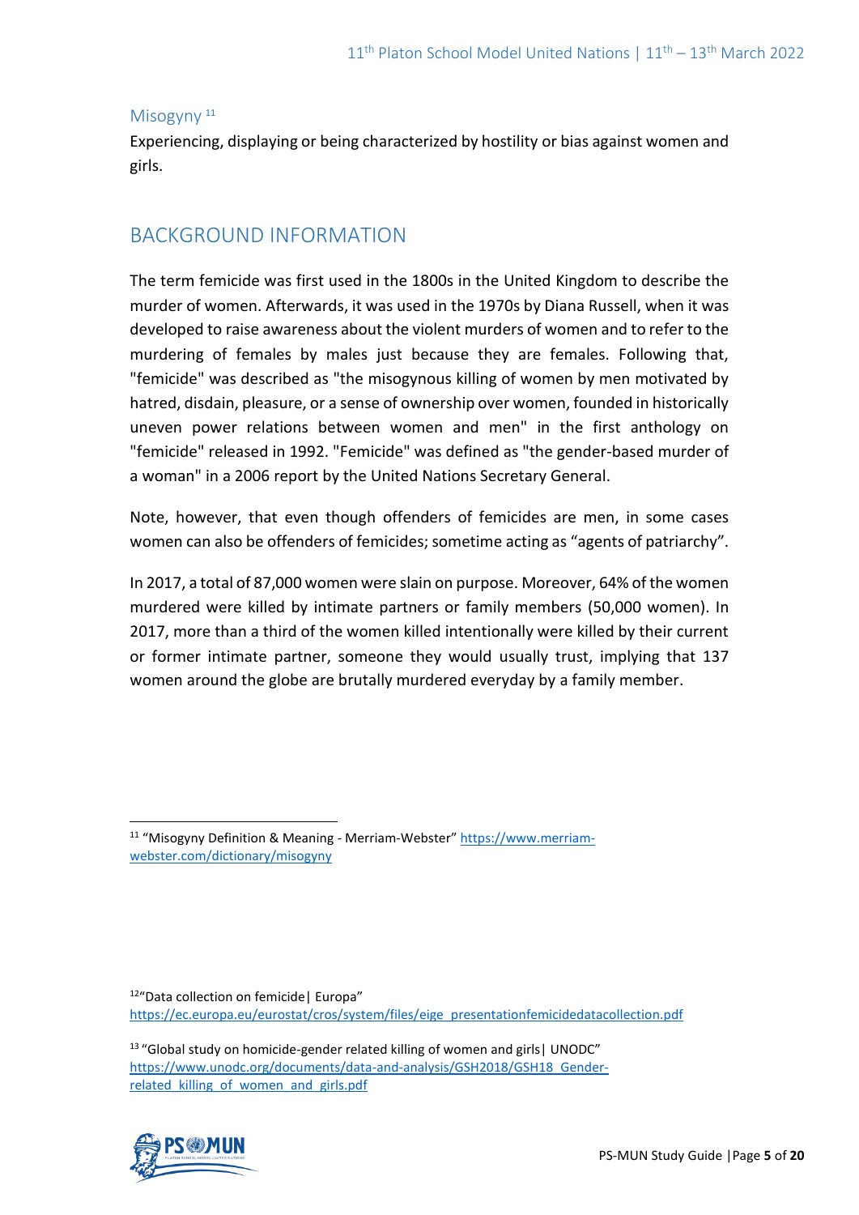### Misogyny [11]

Experiencing, displaying or being characterized by hostility or bias against women and girls.

## BACKGROUND INFORMATION

The term femicide was first used in the 1800s in the United Kingdom to describe the murder of women. Afterwards, it was used in the 1970s by Diana Russell, when it was developed to raise awareness about the violent murders of women and to refer to the murdering of females by males just because they are females. Following that, "femicide" was described as "the misogynous killing of women by men motivated by hatred, disdain, pleasure, or a sense of ownership over women, founded in historically uneven power relations between women and men" in the first anthology on "femicide" released in 1992. "Femicide" was defined as "the gender-based murder of a woman" in a 2006 report by the United Nations Secretary General.

Note, however, that even though offenders of femicides are men, in some cases women can also be offenders of femicides; sometime acting as "agents of patriarchy".

In 2017, a total of 87,000 women were slain on purpose. Moreover, 64% of the women murdered were killed by intimate partners or family members (50,000 women). In 2017, more than a third of the women killed intentionally were killed by their current or former intimate partner, someone they would usually trust, implying that 137 women around the globe are brutally murdered everyday by a family member.

---

[11] "Misogyny Definition & Meaning - Merriam-Webster" https://www.merriam-webster.com/dictionary/misogyny

[12] "Data collection on femicide| Europa" https://ec.europa.eu/eurostat/cros/system/files/eige_presentationfemicidedatacollection.pdf

[13] "Global study on homicide-gender related killing of women and girls| UNODC" https://www.unodc.org/documents/data-and-analysis/GSH2018/GSH18_Gender-related_killing_of_women_and_girls.pdf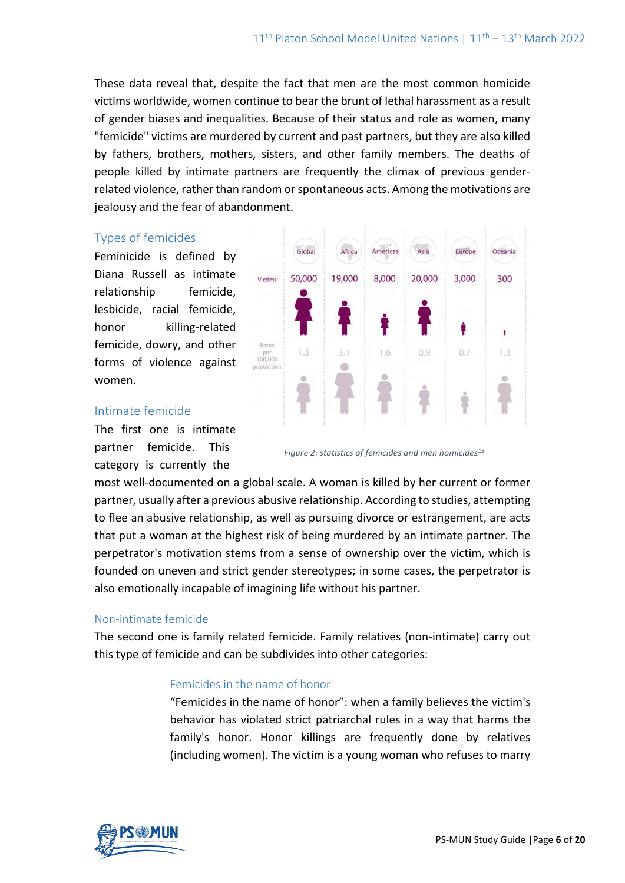These data reveal that, despite the fact that men are the most common homicide victims worldwide, women continue to bear the brunt of lethal harassment as a result of gender biases and inequalities. Because of their status and role as women, many "femicide" victims are murdered by current and past partners, but they are also killed by fathers, brothers, mothers, sisters, and other family members. The deaths of people killed by intimate partners are frequently the climax of previous gender-related violence, rather than random or spontaneous acts. Among the motivations are jealousy and the fear of abandonment.

## Types of femicides

Feminicide is defined by Diana Russell as intimate relationship femicide, lesbicide, racial femicide, honor killing-related femicide, dowry, and other forms of violence against women.

|  | Global | Africa | Americas | Asia | Europe | Oceania |
|---|---|---|---|---|---|---|
| Victims | 50,000 | 19,000 | 8,000 | 20,000 | 3,000 | 300 |
| Rates per 100,000 population | 1.3 | 3.1 | 1.6 | 0.9 | 0.7 | 1.3 |

*Figure 2: statistics of femicides and men homicides[13]*

## Intimate femicide

The first one is intimate partner femicide. This category is currently the most well-documented on a global scale. A woman is killed by her current or former partner, usually after a previous abusive relationship. According to studies, attempting to flee an abusive relationship, as well as pursuing divorce or estrangement, are acts that put a woman at the highest risk of being murdered by an intimate partner. The perpetrator's motivation stems from a sense of ownership over the victim, which is founded on uneven and strict gender stereotypes; in some cases, the perpetrator is also emotionally incapable of imagining life without his partner.

## Non-intimate femicide

The second one is family related femicide. Family relatives (non-intimate) carry out this type of femicide and can be subdivides into other categories:

### Femicides in the name of honor

"Femicides in the name of honor": when a family believes the victim's behavior has violated strict patriarchal rules in a way that harms the family's honor. Honor killings are frequently done by relatives (including women). The victim is a young woman who refuses to marry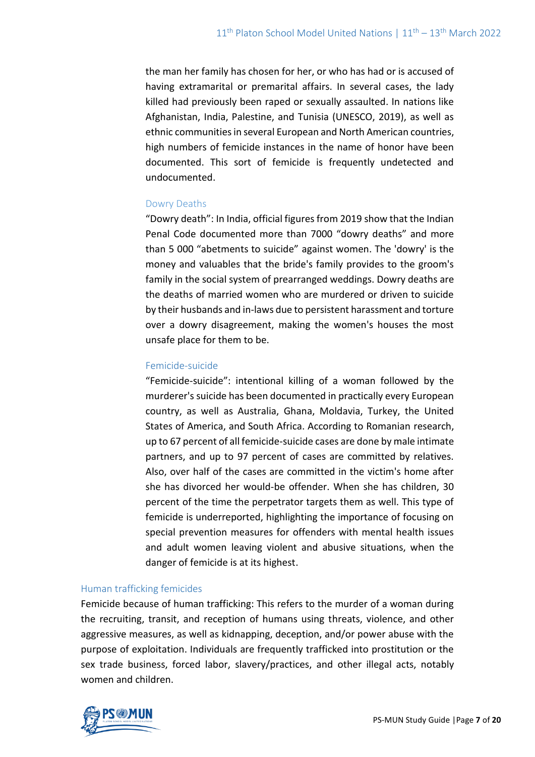the man her family has chosen for her, or who has had or is accused of having extramarital or premarital affairs. In several cases, the lady killed had previously been raped or sexually assaulted. In nations like Afghanistan, India, Palestine, and Tunisia (UNESCO, 2019), as well as ethnic communities in several European and North American countries, high numbers of femicide instances in the name of honor have been documented. This sort of femicide is frequently undetected and undocumented.

#### Dowry Deaths

"Dowry death": In India, official figures from 2019 show that the Indian Penal Code documented more than 7000 "dowry deaths" and more than 5 000 "abetments to suicide" against women. The 'dowry' is the money and valuables that the bride's family provides to the groom's family in the social system of prearranged weddings. Dowry deaths are the deaths of married women who are murdered or driven to suicide by their husbands and in-laws due to persistent harassment and torture over a dowry disagreement, making the women's houses the most unsafe place for them to be.

#### Femicide-suicide

"Femicide-suicide": intentional killing of a woman followed by the murderer's suicide has been documented in practically every European country, as well as Australia, Ghana, Moldavia, Turkey, the United States of America, and South Africa. According to Romanian research, up to 67 percent of all femicide-suicide cases are done by male intimate partners, and up to 97 percent of cases are committed by relatives. Also, over half of the cases are committed in the victim's home after she has divorced her would-be offender. When she has children, 30 percent of the time the perpetrator targets them as well. This type of femicide is underreported, highlighting the importance of focusing on special prevention measures for offenders with mental health issues and adult women leaving violent and abusive situations, when the danger of femicide is at its highest.

### Human trafficking femicides

Femicide because of human trafficking: This refers to the murder of a woman during the recruiting, transit, and reception of humans using threats, violence, and other aggressive measures, as well as kidnapping, deception, and/or power abuse with the purpose of exploitation. Individuals are frequently trafficked into prostitution or the sex trade business, forced labor, slavery/practices, and other illegal acts, notably women and children.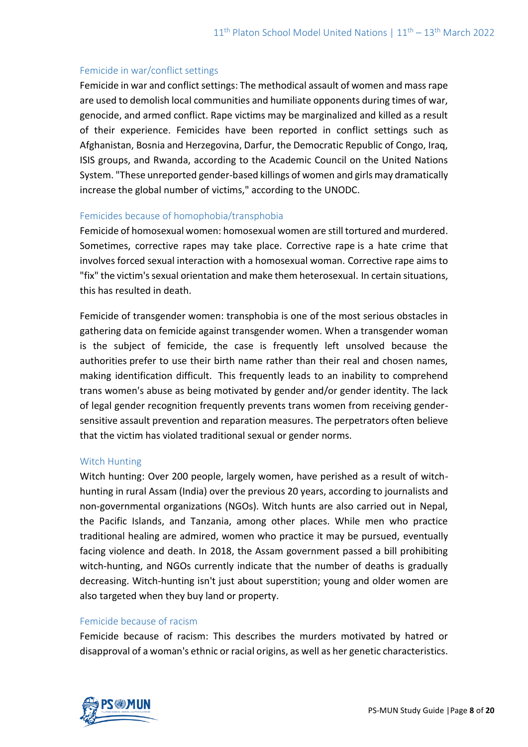### Femicide in war/conflict settings

Femicide in war and conflict settings: The methodical assault of women and mass rape are used to demolish local communities and humiliate opponents during times of war, genocide, and armed conflict. Rape victims may be marginalized and killed as a result of their experience. Femicides have been reported in conflict settings such as Afghanistan, Bosnia and Herzegovina, Darfur, the Democratic Republic of Congo, Iraq, ISIS groups, and Rwanda, according to the Academic Council on the United Nations System. "These unreported gender-based killings of women and girls may dramatically increase the global number of victims," according to the UNODC.

### Femicides because of homophobia/transphobia

Femicide of homosexual women: homosexual women are still tortured and murdered. Sometimes, corrective rapes may take place. Corrective rape is a hate crime that involves forced sexual interaction with a homosexual woman. Corrective rape aims to "fix" the victim's sexual orientation and make them heterosexual. In certain situations, this has resulted in death.

Femicide of transgender women: transphobia is one of the most serious obstacles in gathering data on femicide against transgender women. When a transgender woman is the subject of femicide, the case is frequently left unsolved because the authorities prefer to use their birth name rather than their real and chosen names, making identification difficult. This frequently leads to an inability to comprehend trans women's abuse as being motivated by gender and/or gender identity. The lack of legal gender recognition frequently prevents trans women from receiving gender-sensitive assault prevention and reparation measures. The perpetrators often believe that the victim has violated traditional sexual or gender norms.

### Witch Hunting

Witch hunting: Over 200 people, largely women, have perished as a result of witch-hunting in rural Assam (India) over the previous 20 years, according to journalists and non-governmental organizations (NGOs). Witch hunts are also carried out in Nepal, the Pacific Islands, and Tanzania, among other places. While men who practice traditional healing are admired, women who practice it may be pursued, eventually facing violence and death. In 2018, the Assam government passed a bill prohibiting witch-hunting, and NGOs currently indicate that the number of deaths is gradually decreasing. Witch-hunting isn't just about superstition; young and older women are also targeted when they buy land or property.

### Femicide because of racism

Femicide because of racism: This describes the murders motivated by hatred or disapproval of a woman's ethnic or racial origins, as well as her genetic characteristics.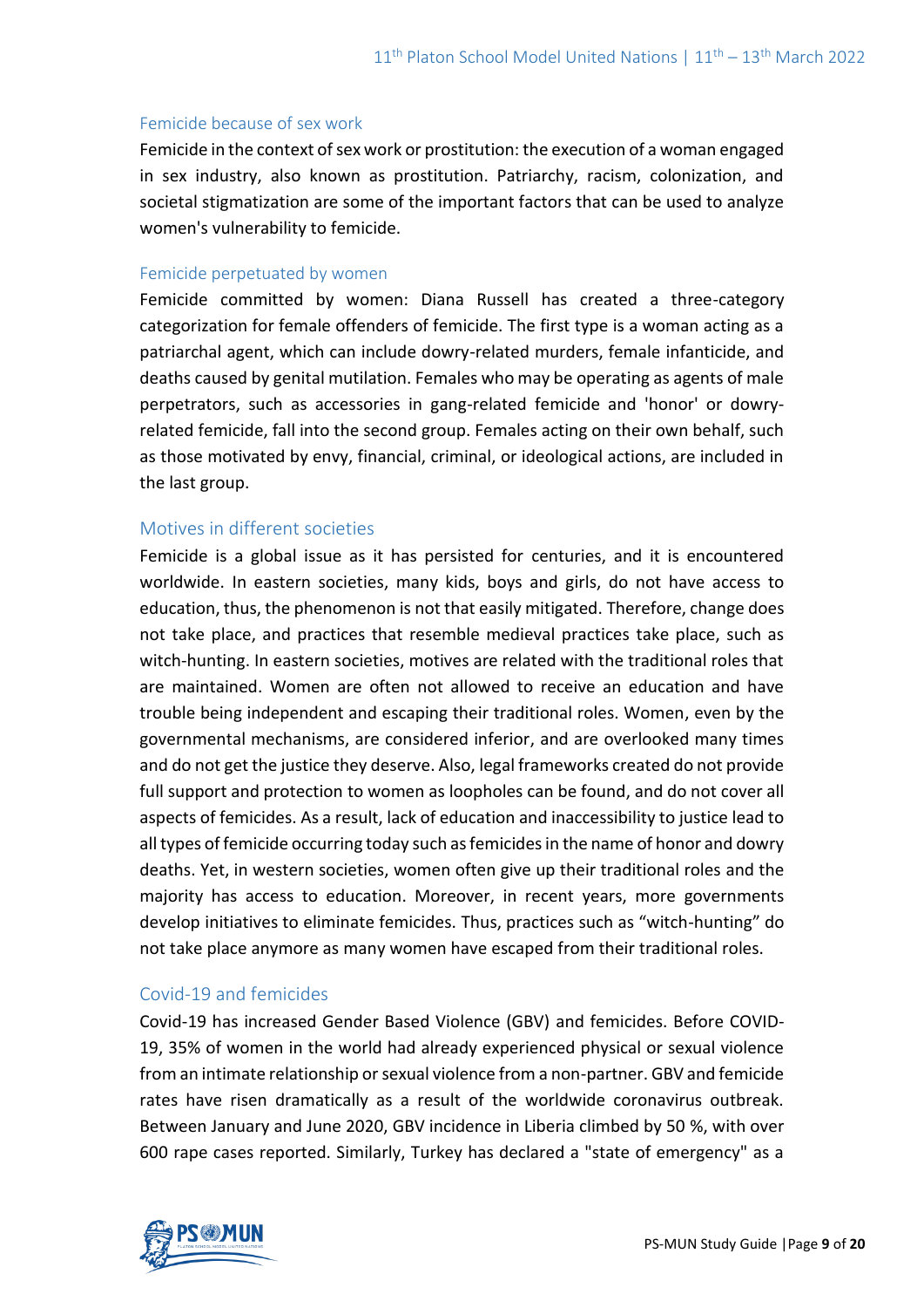### Femicide because of sex work

Femicide in the context of sex work or prostitution: the execution of a woman engaged in sex industry, also known as prostitution. Patriarchy, racism, colonization, and societal stigmatization are some of the important factors that can be used to analyze women's vulnerability to femicide.

### Femicide perpetuated by women

Femicide committed by women: Diana Russell has created a three-category categorization for female offenders of femicide. The first type is a woman acting as a patriarchal agent, which can include dowry-related murders, female infanticide, and deaths caused by genital mutilation. Females who may be operating as agents of male perpetrators, such as accessories in gang-related femicide and 'honor' or dowry-related femicide, fall into the second group. Females acting on their own behalf, such as those motivated by envy, financial, criminal, or ideological actions, are included in the last group.

## Motives in different societies

Femicide is a global issue as it has persisted for centuries, and it is encountered worldwide. In eastern societies, many kids, boys and girls, do not have access to education, thus, the phenomenon is not that easily mitigated. Therefore, change does not take place, and practices that resemble medieval practices take place, such as witch-hunting. In eastern societies, motives are related with the traditional roles that are maintained. Women are often not allowed to receive an education and have trouble being independent and escaping their traditional roles. Women, even by the governmental mechanisms, are considered inferior, and are overlooked many times and do not get the justice they deserve. Also, legal frameworks created do not provide full support and protection to women as loopholes can be found, and do not cover all aspects of femicides. As a result, lack of education and inaccessibility to justice lead to all types of femicide occurring today such as femicides in the name of honor and dowry deaths. Yet, in western societies, women often give up their traditional roles and the majority has access to education. Moreover, in recent years, more governments develop initiatives to eliminate femicides. Thus, practices such as "witch-hunting" do not take place anymore as many women have escaped from their traditional roles.

## Covid-19 and femicides

Covid-19 has increased Gender Based Violence (GBV) and femicides. Before COVID-19, 35% of women in the world had already experienced physical or sexual violence from an intimate relationship or sexual violence from a non-partner. GBV and femicide rates have risen dramatically as a result of the worldwide coronavirus outbreak. Between January and June 2020, GBV incidence in Liberia climbed by 50 %, with over 600 rape cases reported. Similarly, Turkey has declared a "state of emergency" as a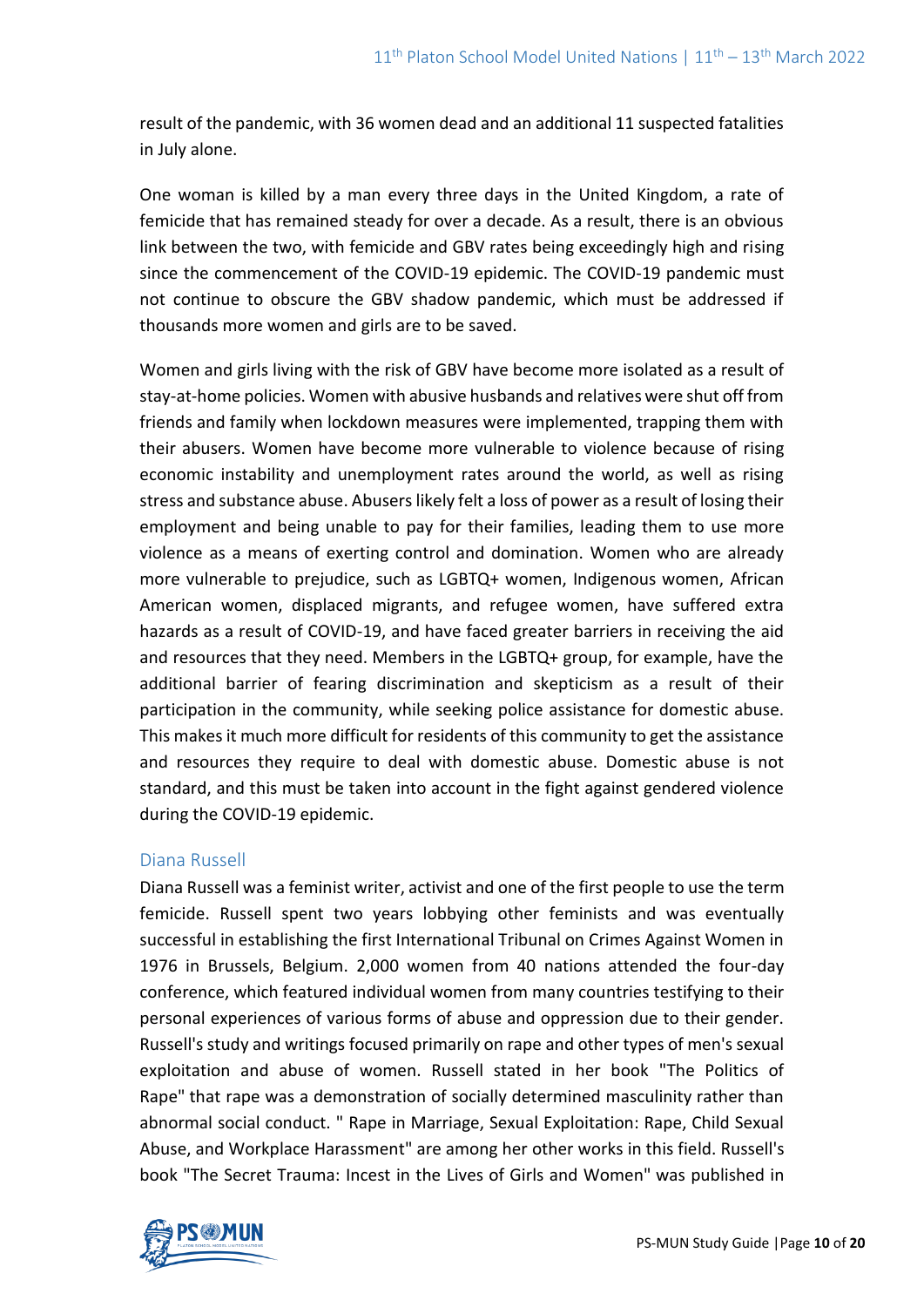result of the pandemic, with 36 women dead and an additional 11 suspected fatalities in July alone.

One woman is killed by a man every three days in the United Kingdom, a rate of femicide that has remained steady for over a decade. As a result, there is an obvious link between the two, with femicide and GBV rates being exceedingly high and rising since the commencement of the COVID-19 epidemic. The COVID-19 pandemic must not continue to obscure the GBV shadow pandemic, which must be addressed if thousands more women and girls are to be saved.

Women and girls living with the risk of GBV have become more isolated as a result of stay-at-home policies. Women with abusive husbands and relatives were shut off from friends and family when lockdown measures were implemented, trapping them with their abusers. Women have become more vulnerable to violence because of rising economic instability and unemployment rates around the world, as well as rising stress and substance abuse. Abusers likely felt a loss of power as a result of losing their employment and being unable to pay for their families, leading them to use more violence as a means of exerting control and domination. Women who are already more vulnerable to prejudice, such as LGBTQ+ women, Indigenous women, African American women, displaced migrants, and refugee women, have suffered extra hazards as a result of COVID-19, and have faced greater barriers in receiving the aid and resources that they need. Members in the LGBTQ+ group, for example, have the additional barrier of fearing discrimination and skepticism as a result of their participation in the community, while seeking police assistance for domestic abuse. This makes it much more difficult for residents of this community to get the assistance and resources they require to deal with domestic abuse. Domestic abuse is not standard, and this must be taken into account in the fight against gendered violence during the COVID-19 epidemic.

### Diana Russell

Diana Russell was a feminist writer, activist and one of the first people to use the term femicide. Russell spent two years lobbying other feminists and was eventually successful in establishing the first International Tribunal on Crimes Against Women in 1976 in Brussels, Belgium. 2,000 women from 40 nations attended the four-day conference, which featured individual women from many countries testifying to their personal experiences of various forms of abuse and oppression due to their gender. Russell's study and writings focused primarily on rape and other types of men's sexual exploitation and abuse of women. Russell stated in her book "The Politics of Rape" that rape was a demonstration of socially determined masculinity rather than abnormal social conduct. " Rape in Marriage, Sexual Exploitation: Rape, Child Sexual Abuse, and Workplace Harassment" are among her other works in this field. Russell's book "The Secret Trauma: Incest in the Lives of Girls and Women" was published in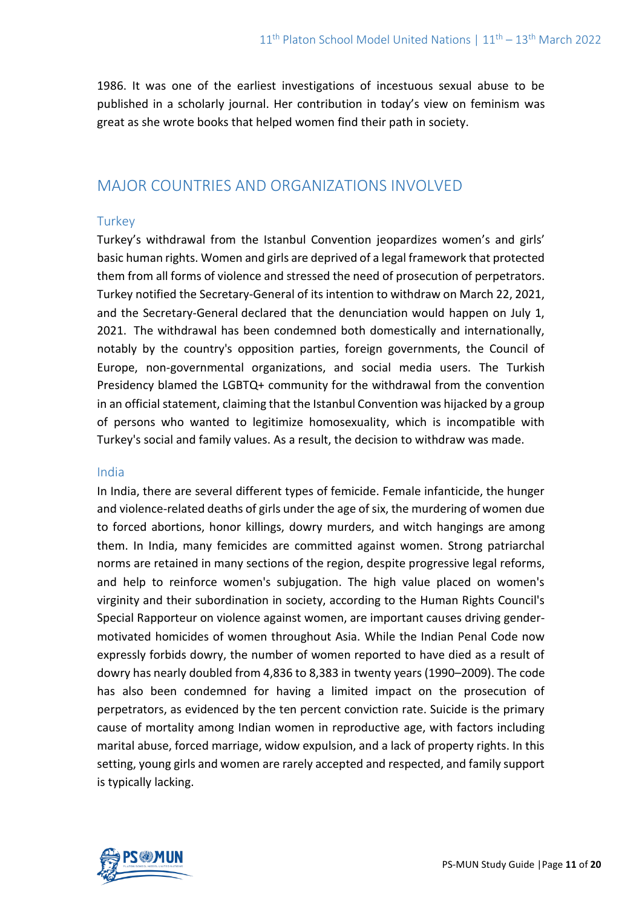1986. It was one of the earliest investigations of incestuous sexual abuse to be published in a scholarly journal. Her contribution in today's view on feminism was great as she wrote books that helped women find their path in society.

## MAJOR COUNTRIES AND ORGANIZATIONS INVOLVED

### Turkey

Turkey's withdrawal from the Istanbul Convention jeopardizes women's and girls' basic human rights. Women and girls are deprived of a legal framework that protected them from all forms of violence and stressed the need of prosecution of perpetrators. Turkey notified the Secretary-General of its intention to withdraw on March 22, 2021, and the Secretary-General declared that the denunciation would happen on July 1, 2021. The withdrawal has been condemned both domestically and internationally, notably by the country's opposition parties, foreign governments, the Council of Europe, non-governmental organizations, and social media users. The Turkish Presidency blamed the LGBTQ+ community for the withdrawal from the convention in an official statement, claiming that the Istanbul Convention was hijacked by a group of persons who wanted to legitimize homosexuality, which is incompatible with Turkey's social and family values. As a result, the decision to withdraw was made.

### India

In India, there are several different types of femicide. Female infanticide, the hunger and violence-related deaths of girls under the age of six, the murdering of women due to forced abortions, honor killings, dowry murders, and witch hangings are among them. In India, many femicides are committed against women. Strong patriarchal norms are retained in many sections of the region, despite progressive legal reforms, and help to reinforce women's subjugation. The high value placed on women's virginity and their subordination in society, according to the Human Rights Council's Special Rapporteur on violence against women, are important causes driving gender-motivated homicides of women throughout Asia. While the Indian Penal Code now expressly forbids dowry, the number of women reported to have died as a result of dowry has nearly doubled from 4,836 to 8,383 in twenty years (1990–2009). The code has also been condemned for having a limited impact on the prosecution of perpetrators, as evidenced by the ten percent conviction rate. Suicide is the primary cause of mortality among Indian women in reproductive age, with factors including marital abuse, forced marriage, widow expulsion, and a lack of property rights. In this setting, young girls and women are rarely accepted and respected, and family support is typically lacking.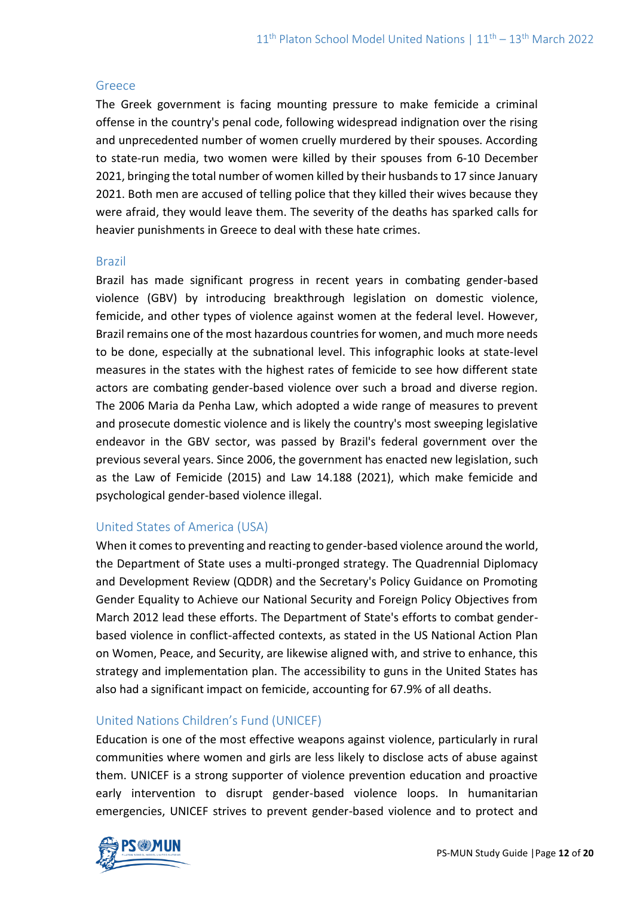### Greece

The Greek government is facing mounting pressure to make femicide a criminal offense in the country's penal code, following widespread indignation over the rising and unprecedented number of women cruelly murdered by their spouses. According to state-run media, two women were killed by their spouses from 6-10 December 2021, bringing the total number of women killed by their husbands to 17 since January 2021. Both men are accused of telling police that they killed their wives because they were afraid, they would leave them. The severity of the deaths has sparked calls for heavier punishments in Greece to deal with these hate crimes.

### Brazil

Brazil has made significant progress in recent years in combating gender-based violence (GBV) by introducing breakthrough legislation on domestic violence, femicide, and other types of violence against women at the federal level. However, Brazil remains one of the most hazardous countries for women, and much more needs to be done, especially at the subnational level. This infographic looks at state-level measures in the states with the highest rates of femicide to see how different state actors are combating gender-based violence over such a broad and diverse region. The 2006 Maria da Penha Law, which adopted a wide range of measures to prevent and prosecute domestic violence and is likely the country's most sweeping legislative endeavor in the GBV sector, was passed by Brazil's federal government over the previous several years. Since 2006, the government has enacted new legislation, such as the Law of Femicide (2015) and Law 14.188 (2021), which make femicide and psychological gender-based violence illegal.

### United States of America (USA)

When it comes to preventing and reacting to gender-based violence around the world, the Department of State uses a multi-pronged strategy. The Quadrennial Diplomacy and Development Review (QDDR) and the Secretary's Policy Guidance on Promoting Gender Equality to Achieve our National Security and Foreign Policy Objectives from March 2012 lead these efforts. The Department of State's efforts to combat gender-based violence in conflict-affected contexts, as stated in the US National Action Plan on Women, Peace, and Security, are likewise aligned with, and strive to enhance, this strategy and implementation plan. The accessibility to guns in the United States has also had a significant impact on femicide, accounting for 67.9% of all deaths.

### United Nations Children's Fund (UNICEF)

Education is one of the most effective weapons against violence, particularly in rural communities where women and girls are less likely to disclose acts of abuse against them. UNICEF is a strong supporter of violence prevention education and proactive early intervention to disrupt gender-based violence loops. In humanitarian emergencies, UNICEF strives to prevent gender-based violence and to protect and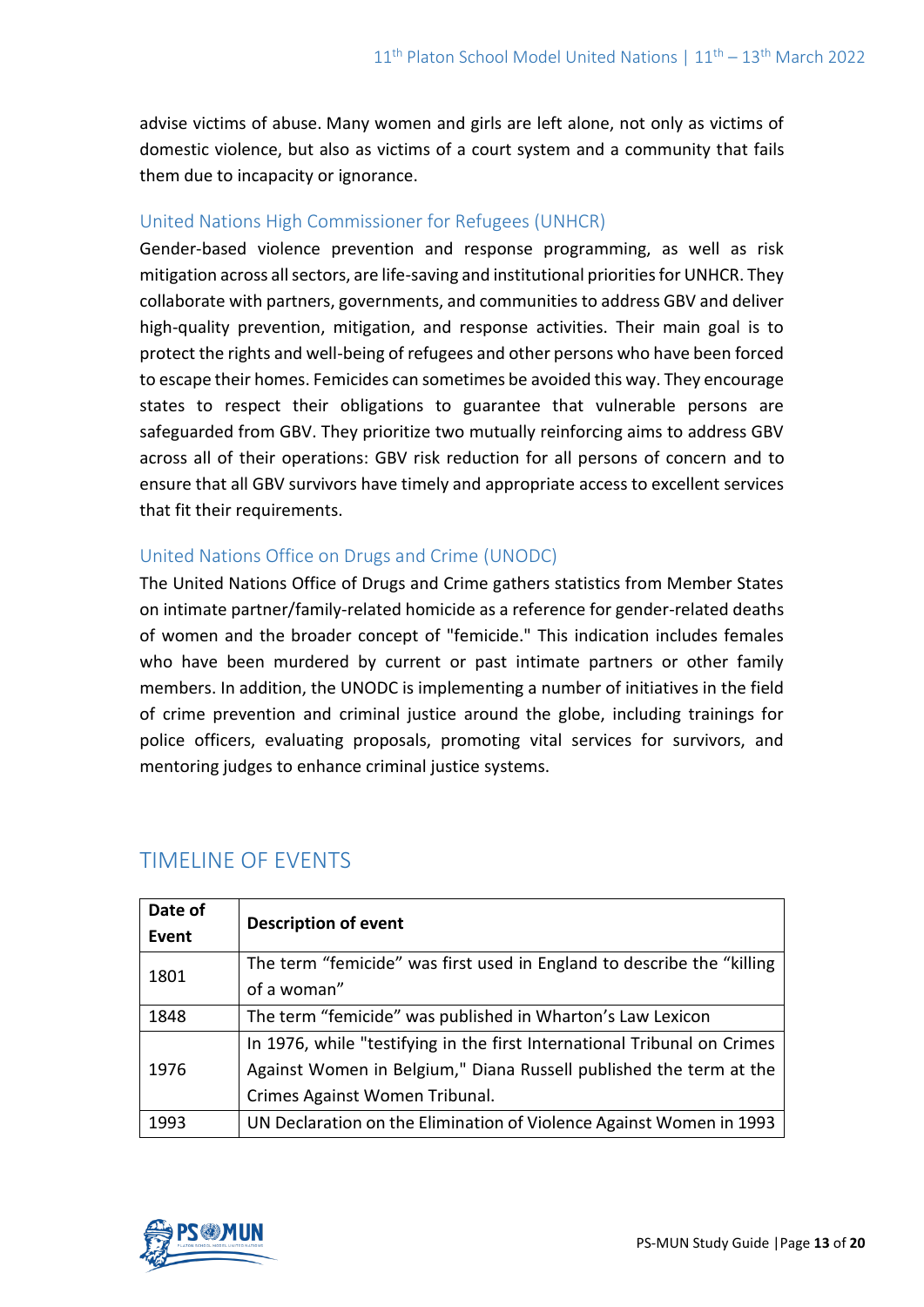advise victims of abuse. Many women and girls are left alone, not only as victims of domestic violence, but also as victims of a court system and a community that fails them due to incapacity or ignorance.

### United Nations High Commissioner for Refugees (UNHCR)

Gender-based violence prevention and response programming, as well as risk mitigation across all sectors, are life-saving and institutional priorities for UNHCR. They collaborate with partners, governments, and communities to address GBV and deliver high-quality prevention, mitigation, and response activities. Their main goal is to protect the rights and well-being of refugees and other persons who have been forced to escape their homes. Femicides can sometimes be avoided this way. They encourage states to respect their obligations to guarantee that vulnerable persons are safeguarded from GBV. They prioritize two mutually reinforcing aims to address GBV across all of their operations: GBV risk reduction for all persons of concern and to ensure that all GBV survivors have timely and appropriate access to excellent services that fit their requirements.

### United Nations Office on Drugs and Crime (UNODC)

The United Nations Office of Drugs and Crime gathers statistics from Member States on intimate partner/family-related homicide as a reference for gender-related deaths of women and the broader concept of "femicide." This indication includes females who have been murdered by current or past intimate partners or other family members. In addition, the UNODC is implementing a number of initiatives in the field of crime prevention and criminal justice around the globe, including trainings for police officers, evaluating proposals, promoting vital services for survivors, and mentoring judges to enhance criminal justice systems.

## TIMELINE OF EVENTS

| Date of Event | Description of event |
|---|---|
| 1801 | The term “femicide” was first used in England to describe the “killing of a woman” |
| 1848 | The term “femicide” was published in Wharton’s Law Lexicon |
| 1976 | In 1976, while "testifying in the first International Tribunal on Crimes Against Women in Belgium," Diana Russell published the term at the Crimes Against Women Tribunal. |
| 1993 | UN Declaration on the Elimination of Violence Against Women in 1993 |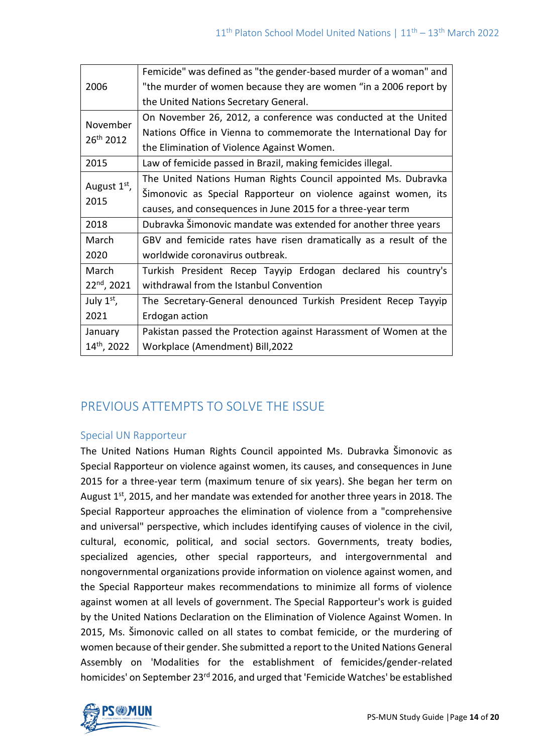| | |
|---|---|
| 2006 | Femicide" was defined as "the gender-based murder of a woman" and "the murder of women because they are women "in a 2006 report by the United Nations Secretary General. |
| November 26th 2012 | On November 26, 2012, a conference was conducted at the United Nations Office in Vienna to commemorate the International Day for the Elimination of Violence Against Women. |
| 2015 | Law of femicide passed in Brazil, making femicides illegal. |
| August 1st, 2015 | The United Nations Human Rights Council appointed Ms. Dubravka Šimonovic as Special Rapporteur on violence against women, its causes, and consequences in June 2015 for a three-year term |
| 2018 | Dubravka Šimonovic mandate was extended for another three years |
| March 2020 | GBV and femicide rates have risen dramatically as a result of the worldwide coronavirus outbreak. |
| March 22nd, 2021 | Turkish President Recep Tayyip Erdogan declared his country's withdrawal from the Istanbul Convention |
| July 1st, 2021 | The Secretary-General denounced Turkish President Recep Tayyip Erdogan action |
| January 14th, 2022 | Pakistan passed the Protection against Harassment of Women at the Workplace (Amendment) Bill,2022 |

## PREVIOUS ATTEMPTS TO SOLVE THE ISSUE

### Special UN Rapporteur

The United Nations Human Rights Council appointed Ms. Dubravka Šimonovic as Special Rapporteur on violence against women, its causes, and consequences in June 2015 for a three-year term (maximum tenure of six years). She began her term on August 1st, 2015, and her mandate was extended for another three years in 2018. The Special Rapporteur approaches the elimination of violence from a "comprehensive and universal" perspective, which includes identifying causes of violence in the civil, cultural, economic, political, and social sectors. Governments, treaty bodies, specialized agencies, other special rapporteurs, and intergovernmental and nongovernmental organizations provide information on violence against women, and the Special Rapporteur makes recommendations to minimize all forms of violence against women at all levels of government. The Special Rapporteur's work is guided by the United Nations Declaration on the Elimination of Violence Against Women. In 2015, Ms. Šimonovic called on all states to combat femicide, or the murdering of women because of their gender. She submitted a report to the United Nations General Assembly on 'Modalities for the establishment of femicides/gender-related homicides' on September 23rd 2016, and urged that 'Femicide Watches' be established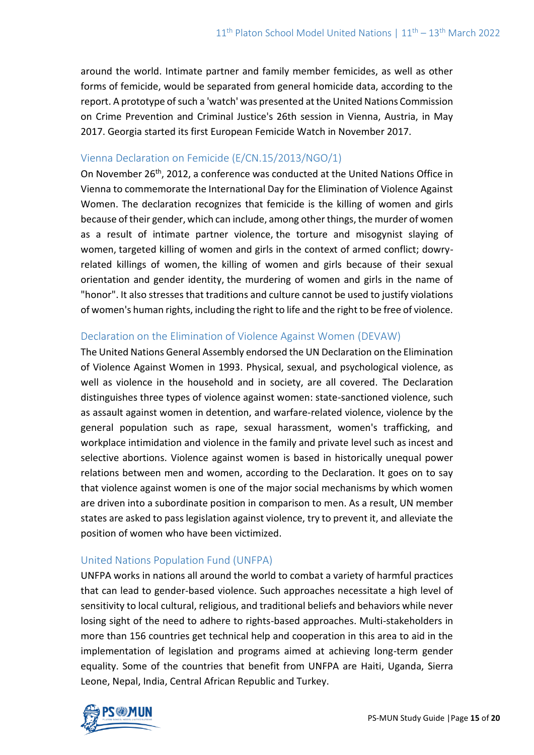around the world. Intimate partner and family member femicides, as well as other forms of femicide, would be separated from general homicide data, according to the report. A prototype of such a 'watch' was presented at the United Nations Commission on Crime Prevention and Criminal Justice's 26th session in Vienna, Austria, in May 2017. Georgia started its first European Femicide Watch in November 2017.

### Vienna Declaration on Femicide (E/CN.15/2013/NGO/1)

On November 26th, 2012, a conference was conducted at the United Nations Office in Vienna to commemorate the International Day for the Elimination of Violence Against Women. The declaration recognizes that femicide is the killing of women and girls because of their gender, which can include, among other things, the murder of women as a result of intimate partner violence, the torture and misogynist slaying of women, targeted killing of women and girls in the context of armed conflict; dowry-related killings of women, the killing of women and girls because of their sexual orientation and gender identity, the murdering of women and girls in the name of "honor". It also stresses that traditions and culture cannot be used to justify violations of women's human rights, including the right to life and the right to be free of violence.

### Declaration on the Elimination of Violence Against Women (DEVAW)

The United Nations General Assembly endorsed the UN Declaration on the Elimination of Violence Against Women in 1993. Physical, sexual, and psychological violence, as well as violence in the household and in society, are all covered. The Declaration distinguishes three types of violence against women: state-sanctioned violence, such as assault against women in detention, and warfare-related violence, violence by the general population such as rape, sexual harassment, women's trafficking, and workplace intimidation and violence in the family and private level such as incest and selective abortions. Violence against women is based in historically unequal power relations between men and women, according to the Declaration. It goes on to say that violence against women is one of the major social mechanisms by which women are driven into a subordinate position in comparison to men. As a result, UN member states are asked to pass legislation against violence, try to prevent it, and alleviate the position of women who have been victimized.

### United Nations Population Fund (UNFPA)

UNFPA works in nations all around the world to combat a variety of harmful practices that can lead to gender-based violence. Such approaches necessitate a high level of sensitivity to local cultural, religious, and traditional beliefs and behaviors while never losing sight of the need to adhere to rights-based approaches. Multi-stakeholders in more than 156 countries get technical help and cooperation in this area to aid in the implementation of legislation and programs aimed at achieving long-term gender equality. Some of the countries that benefit from UNFPA are Haiti, Uganda, Sierra Leone, Nepal, India, Central African Republic and Turkey.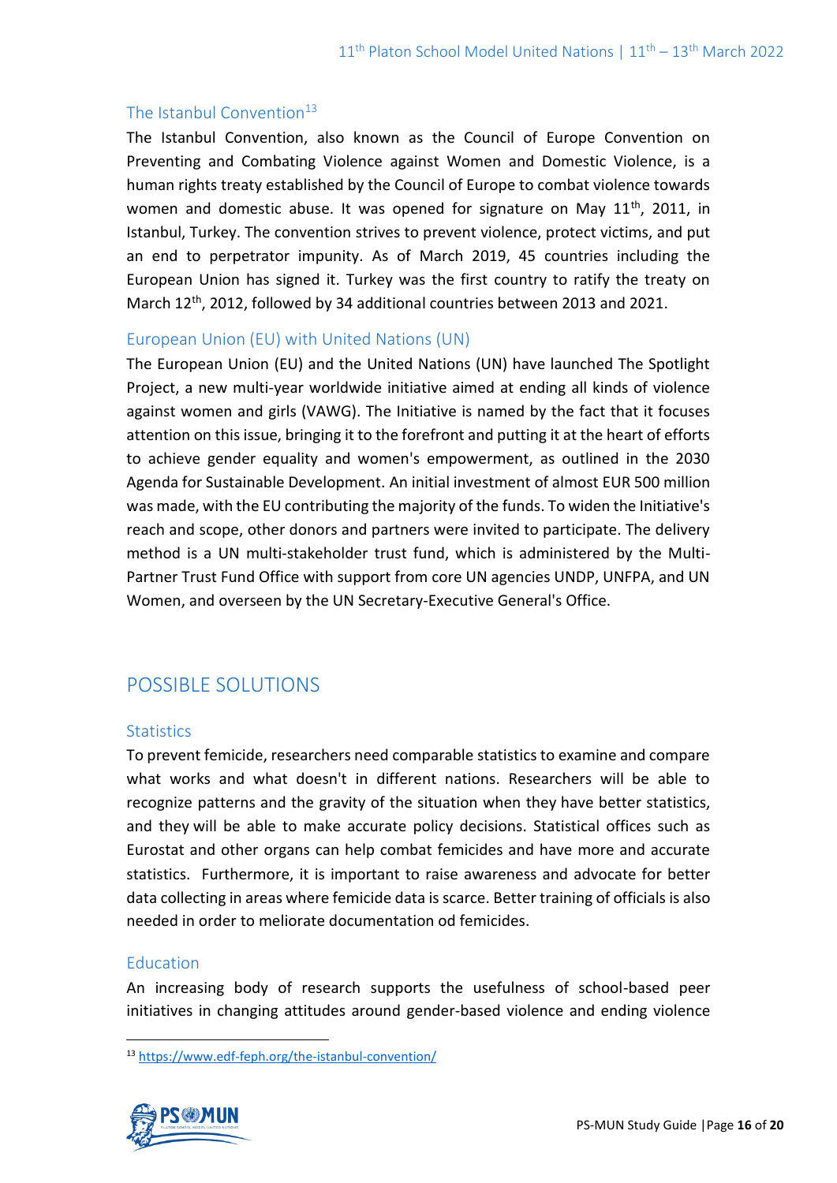### The Istanbul Convention[13]

The Istanbul Convention, also known as the Council of Europe Convention on Preventing and Combating Violence against Women and Domestic Violence, is a human rights treaty established by the Council of Europe to combat violence towards women and domestic abuse. It was opened for signature on May 11th, 2011, in Istanbul, Turkey. The convention strives to prevent violence, protect victims, and put an end to perpetrator impunity. As of March 2019, 45 countries including the European Union has signed it. Turkey was the first country to ratify the treaty on March 12th, 2012, followed by 34 additional countries between 2013 and 2021.

### European Union (EU) with United Nations (UN)

The European Union (EU) and the United Nations (UN) have launched The Spotlight Project, a new multi-year worldwide initiative aimed at ending all kinds of violence against women and girls (VAWG). The Initiative is named by the fact that it focuses attention on this issue, bringing it to the forefront and putting it at the heart of efforts to achieve gender equality and women's empowerment, as outlined in the 2030 Agenda for Sustainable Development. An initial investment of almost EUR 500 million was made, with the EU contributing the majority of the funds. To widen the Initiative's reach and scope, other donors and partners were invited to participate. The delivery method is a UN multi-stakeholder trust fund, which is administered by the Multi-Partner Trust Fund Office with support from core UN agencies UNDP, UNFPA, and UN Women, and overseen by the UN Secretary-Executive General's Office.

## POSSIBLE SOLUTIONS

### Statistics

To prevent femicide, researchers need comparable statistics to examine and compare what works and what doesn't in different nations. Researchers will be able to recognize patterns and the gravity of the situation when they have better statistics, and they will be able to make accurate policy decisions. Statistical offices such as Eurostat and other organs can help combat femicides and have more and accurate statistics. Furthermore, it is important to raise awareness and advocate for better data collecting in areas where femicide data is scarce. Better training of officials is also needed in order to meliorate documentation od femicides.

### Education

An increasing body of research supports the usefulness of school-based peer initiatives in changing attitudes around gender-based violence and ending violence

[13] https://www.edf-feph.org/the-istanbul-convention/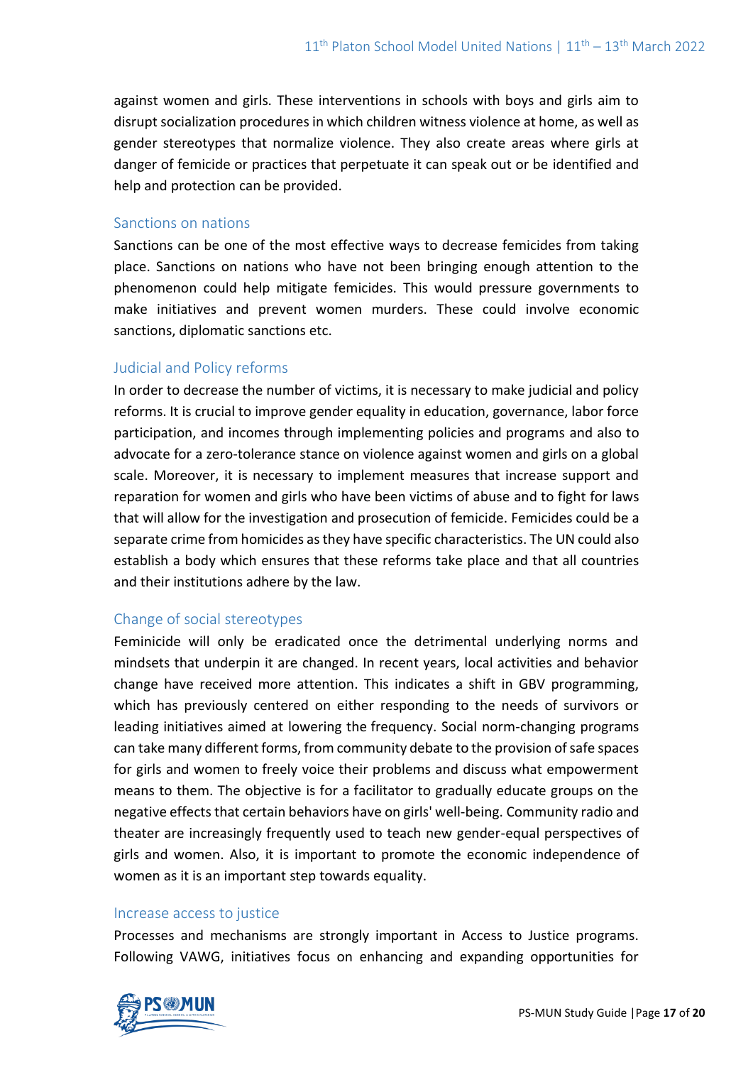against women and girls. These interventions in schools with boys and girls aim to disrupt socialization procedures in which children witness violence at home, as well as gender stereotypes that normalize violence. They also create areas where girls at danger of femicide or practices that perpetuate it can speak out or be identified and help and protection can be provided.

### Sanctions on nations

Sanctions can be one of the most effective ways to decrease femicides from taking place. Sanctions on nations who have not been bringing enough attention to the phenomenon could help mitigate femicides. This would pressure governments to make initiatives and prevent women murders. These could involve economic sanctions, diplomatic sanctions etc.

### Judicial and Policy reforms

In order to decrease the number of victims, it is necessary to make judicial and policy reforms. It is crucial to improve gender equality in education, governance, labor force participation, and incomes through implementing policies and programs and also to advocate for a zero-tolerance stance on violence against women and girls on a global scale. Moreover, it is necessary to implement measures that increase support and reparation for women and girls who have been victims of abuse and to fight for laws that will allow for the investigation and prosecution of femicide. Femicides could be a separate crime from homicides as they have specific characteristics. The UN could also establish a body which ensures that these reforms take place and that all countries and their institutions adhere by the law.

### Change of social stereotypes

Feminicide will only be eradicated once the detrimental underlying norms and mindsets that underpin it are changed. In recent years, local activities and behavior change have received more attention. This indicates a shift in GBV programming, which has previously centered on either responding to the needs of survivors or leading initiatives aimed at lowering the frequency. Social norm-changing programs can take many different forms, from community debate to the provision of safe spaces for girls and women to freely voice their problems and discuss what empowerment means to them. The objective is for a facilitator to gradually educate groups on the negative effects that certain behaviors have on girls' well-being. Community radio and theater are increasingly frequently used to teach new gender-equal perspectives of girls and women. Also, it is important to promote the economic independence of women as it is an important step towards equality.

### Increase access to justice

Processes and mechanisms are strongly important in Access to Justice programs. Following VAWG, initiatives focus on enhancing and expanding opportunities for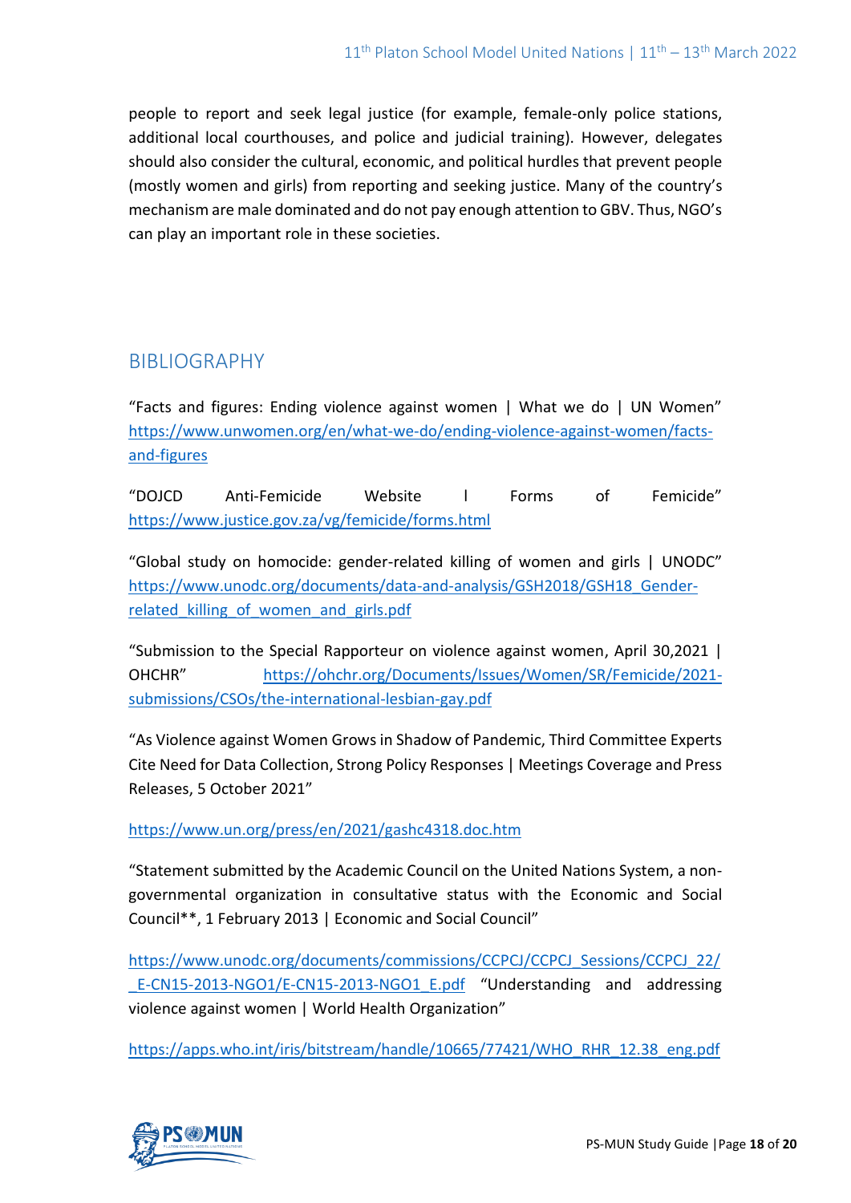people to report and seek legal justice (for example, female-only police stations, additional local courthouses, and police and judicial training). However, delegates should also consider the cultural, economic, and political hurdles that prevent people (mostly women and girls) from reporting and seeking justice. Many of the country's mechanism are male dominated and do not pay enough attention to GBV. Thus, NGO's can play an important role in these societies.

## BIBLIOGRAPHY

"Facts and figures: Ending violence against women | What we do | UN Women" https://www.unwomen.org/en/what-we-do/ending-violence-against-women/facts-and-figures

"DOJCD Anti-Femicide Website l Forms of Femicide" https://www.justice.gov.za/vg/femicide/forms.html

"Global study on homocide: gender-related killing of women and girls | UNODC" https://www.unodc.org/documents/data-and-analysis/GSH2018/GSH18_Gender-related_killing_of_women_and_girls.pdf

"Submission to the Special Rapporteur on violence against women, April 30,2021 | OHCHR" https://ohchr.org/Documents/Issues/Women/SR/Femicide/2021-submissions/CSOs/the-international-lesbian-gay.pdf

"As Violence against Women Grows in Shadow of Pandemic, Third Committee Experts Cite Need for Data Collection, Strong Policy Responses | Meetings Coverage and Press Releases, 5 October 2021"

https://www.un.org/press/en/2021/gashc4318.doc.htm

"Statement submitted by the Academic Council on the United Nations System, a non-governmental organization in consultative status with the Economic and Social Council**, 1 February 2013 | Economic and Social Council"

https://www.unodc.org/documents/commissions/CCPCJ/CCPCJ_Sessions/CCPCJ_22/_E-CN15-2013-NGO1/E-CN15-2013-NGO1_E.pdf "Understanding and addressing violence against women | World Health Organization"

https://apps.who.int/iris/bitstream/handle/10665/77421/WHO_RHR_12.38_eng.pdf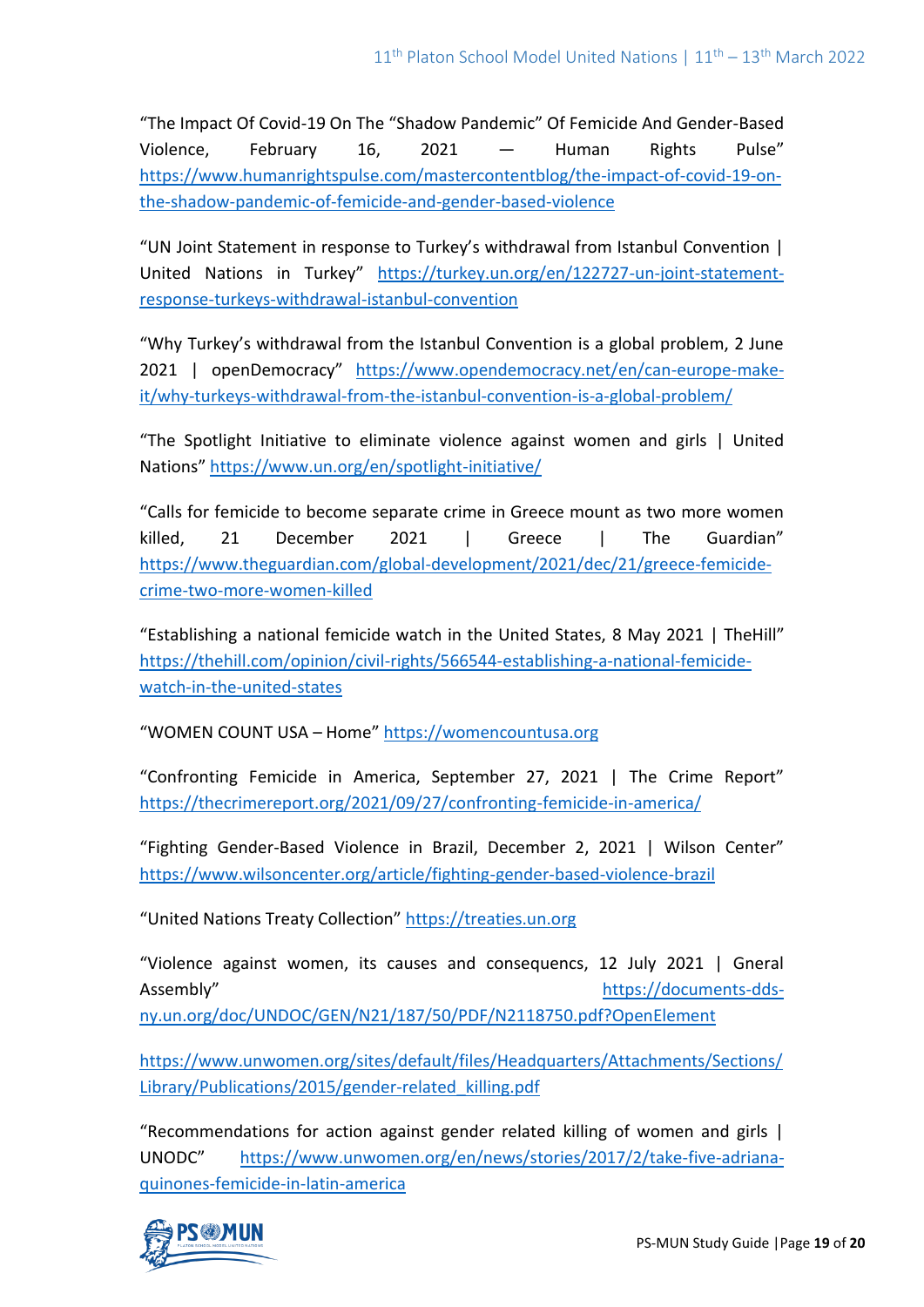"The Impact Of Covid-19 On The "Shadow Pandemic" Of Femicide And Gender-Based Violence, February 16, 2021 — Human Rights Pulse" https://www.humanrightspulse.com/mastercontentblog/the-impact-of-covid-19-on-the-shadow-pandemic-of-femicide-and-gender-based-violence

"UN Joint Statement in response to Turkey's withdrawal from Istanbul Convention | United Nations in Turkey" https://turkey.un.org/en/122727-un-joint-statement-response-turkeys-withdrawal-istanbul-convention

"Why Turkey's withdrawal from the Istanbul Convention is a global problem, 2 June 2021 | openDemocracy" https://www.opendemocracy.net/en/can-europe-make-it/why-turkeys-withdrawal-from-the-istanbul-convention-is-a-global-problem/

"The Spotlight Initiative to eliminate violence against women and girls | United Nations" https://www.un.org/en/spotlight-initiative/

"Calls for femicide to become separate crime in Greece mount as two more women killed, 21 December 2021 | Greece | The Guardian" https://www.theguardian.com/global-development/2021/dec/21/greece-femicide-crime-two-more-women-killed

"Establishing a national femicide watch in the United States, 8 May 2021 | TheHill" https://thehill.com/opinion/civil-rights/566544-establishing-a-national-femicide-watch-in-the-united-states

"WOMEN COUNT USA – Home" https://womencountusa.org

"Confronting Femicide in America, September 27, 2021 | The Crime Report" https://thecrimereport.org/2021/09/27/confronting-femicide-in-america/

"Fighting Gender-Based Violence in Brazil, December 2, 2021 | Wilson Center" https://www.wilsoncenter.org/article/fighting-gender-based-violence-brazil

"United Nations Treaty Collection" https://treaties.un.org

"Violence against women, its causes and consequencs, 12 July 2021 | Gneral Assembly" https://documents-dds-ny.un.org/doc/UNDOC/GEN/N21/187/50/PDF/N2118750.pdf?OpenElement

https://www.unwomen.org/sites/default/files/Headquarters/Attachments/Sections/Library/Publications/2015/gender-related_killing.pdf

"Recommendations for action against gender related killing of women and girls | UNODC" https://www.unwomen.org/en/news/stories/2017/2/take-five-adriana-quinones-femicide-in-latin-america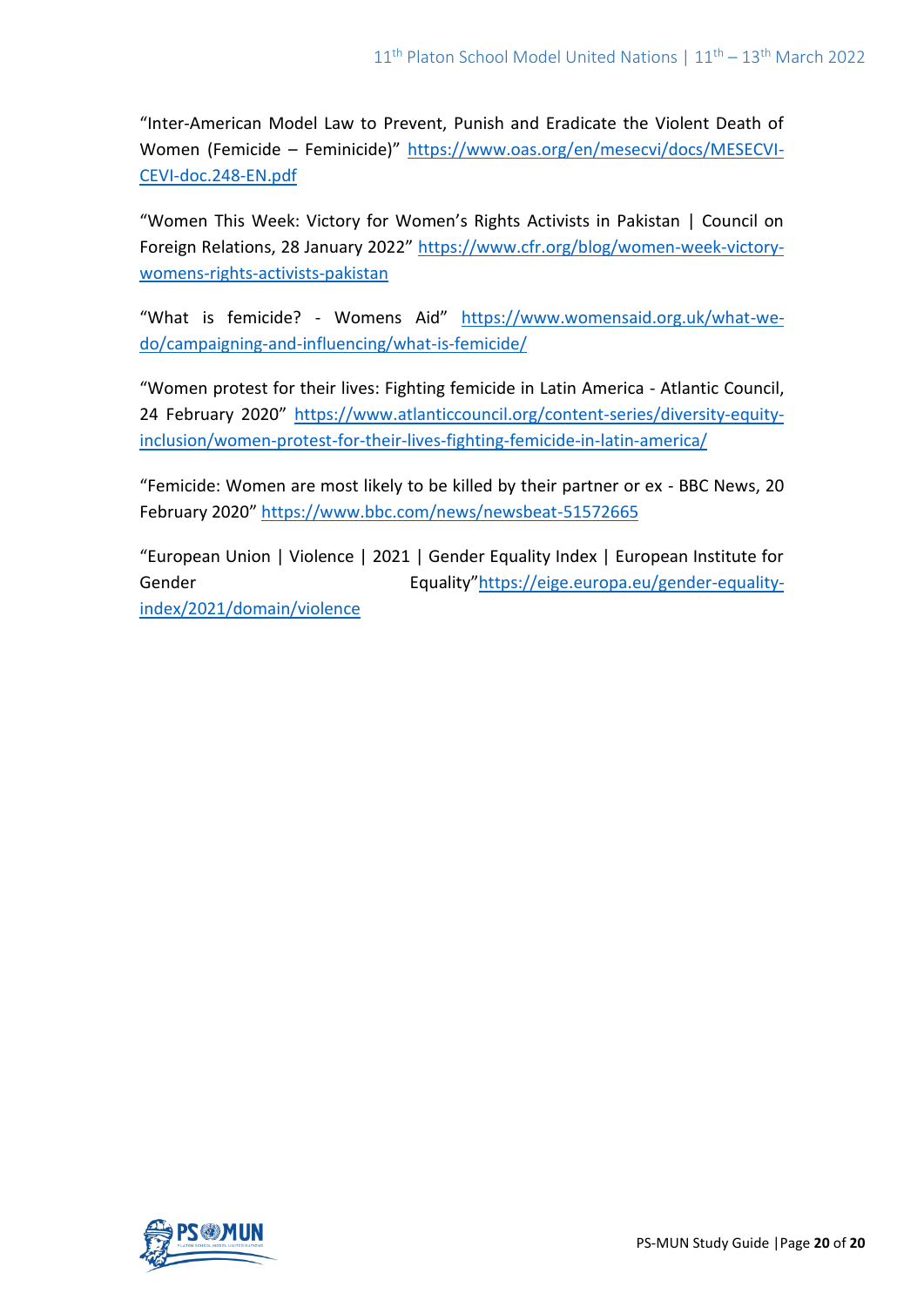"Inter-American Model Law to Prevent, Punish and Eradicate the Violent Death of Women (Femicide – Feminicide)" https://www.oas.org/en/mesecvi/docs/MESECVI-CEVI-doc.248-EN.pdf

"Women This Week: Victory for Women's Rights Activists in Pakistan | Council on Foreign Relations, 28 January 2022" https://www.cfr.org/blog/women-week-victory-womens-rights-activists-pakistan

"What is femicide? - Womens Aid" https://www.womensaid.org.uk/what-we-do/campaigning-and-influencing/what-is-femicide/

"Women protest for their lives: Fighting femicide in Latin America - Atlantic Council, 24 February 2020" https://www.atlanticcouncil.org/content-series/diversity-equity-inclusion/women-protest-for-their-lives-fighting-femicide-in-latin-america/

"Femicide: Women are most likely to be killed by their partner or ex - BBC News, 20 February 2020" https://www.bbc.com/news/newsbeat-51572665

"European Union | Violence | 2021 | Gender Equality Index | European Institute for Gender Equality"https://eige.europa.eu/gender-equality-index/2021/domain/violence